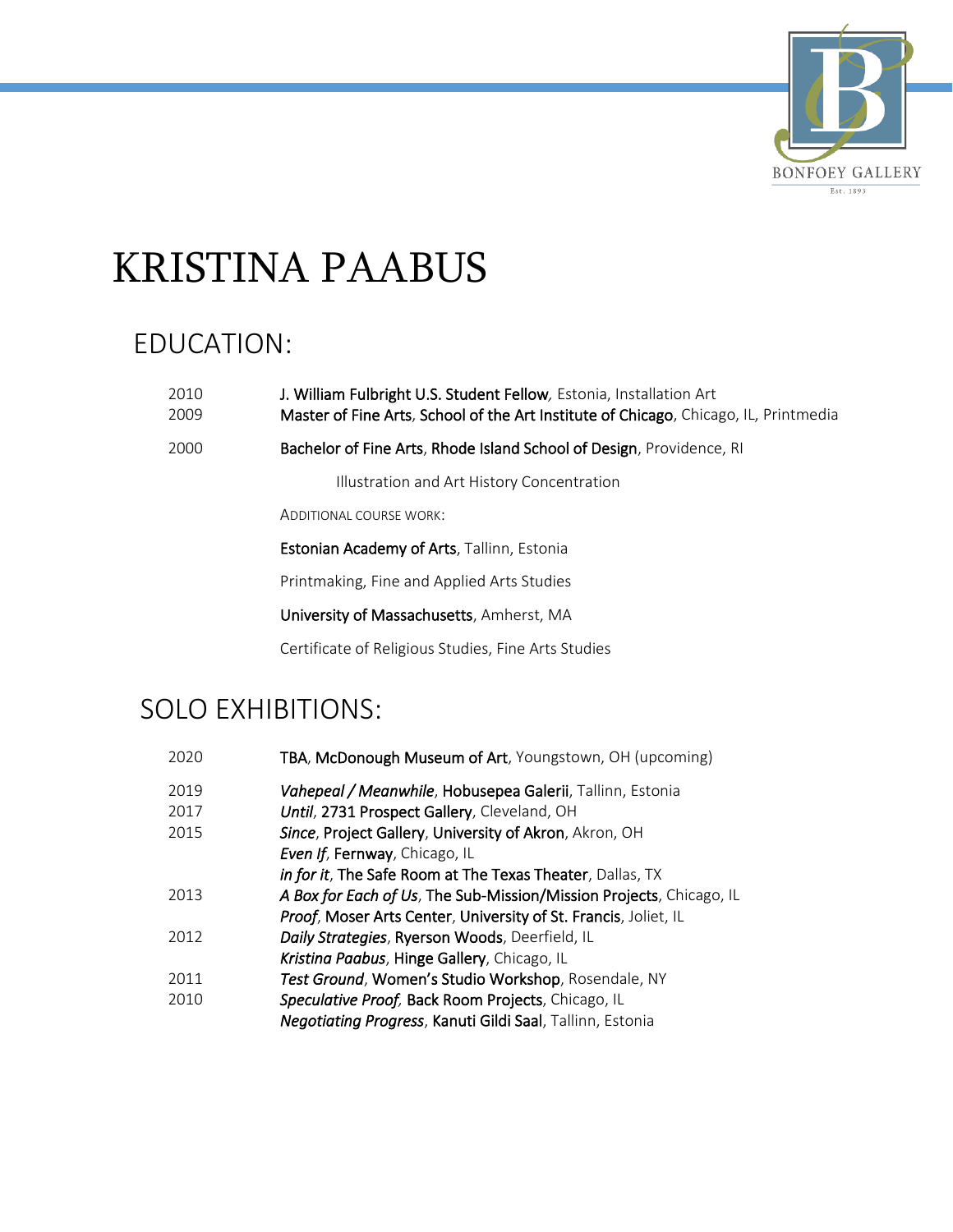# KRISTINA PAABUS

## EDUCATION:

2010 **J. William Fulbright U.S. Student Fellow***,* Estonia, Installation Art

2009 **Master of Fine Arts**, **School of the Art Institute of Chicago**, Chicago, IL, Printmedia

2000 **Bachelor of Fine Arts**, **Rhode Island School of Design**, Providence, RI

Illustration and Art History Concentration

ADDITIONAL COURSE WORK:

**Estonian Academy of Arts**, Tallinn, Estonia

Printmaking, Fine and Applied Arts Studies

**University of Massachusetts**, Amherst, MA

Certificate of Religious Studies, Fine Arts Studies

## SOLO EXHIBITIONS:

2020 **TBA**, **McDonough Museum of Art**, Youngstown, OH (upcoming)

2019 ***Vahepeal / Meanwhile***, **Hobusepea Galerii**, Tallinn, Estonia

2017 ***Until***, **2731 Prospect Gallery**, Cleveland, OH

2015 ***Since***, **Project Gallery**, **University of Akron**, Akron, OH

***Even If***, **Fernway**, Chicago, IL

***in for it***, **The Safe Room at The Texas Theater**, Dallas, TX

2013 ***A Box for Each of Us***, **The Sub-Mission/Mission Projects**, Chicago, IL

***Proof***, **Moser Arts Center**, **University of St. Francis**, Joliet, IL

2012 ***Daily Strategies***, **Ryerson Woods**, Deerfield, IL

***Kristina Paabus***, **Hinge Gallery**, Chicago, IL

2011 ***Test Ground***, **Women's Studio Workshop**, Rosendale, NY

2010 ***Speculative Proof,*** **Back Room Projects**, Chicago, IL

***Negotiating Progress***, **Kanuti Gildi Saal**, Tallinn, Estonia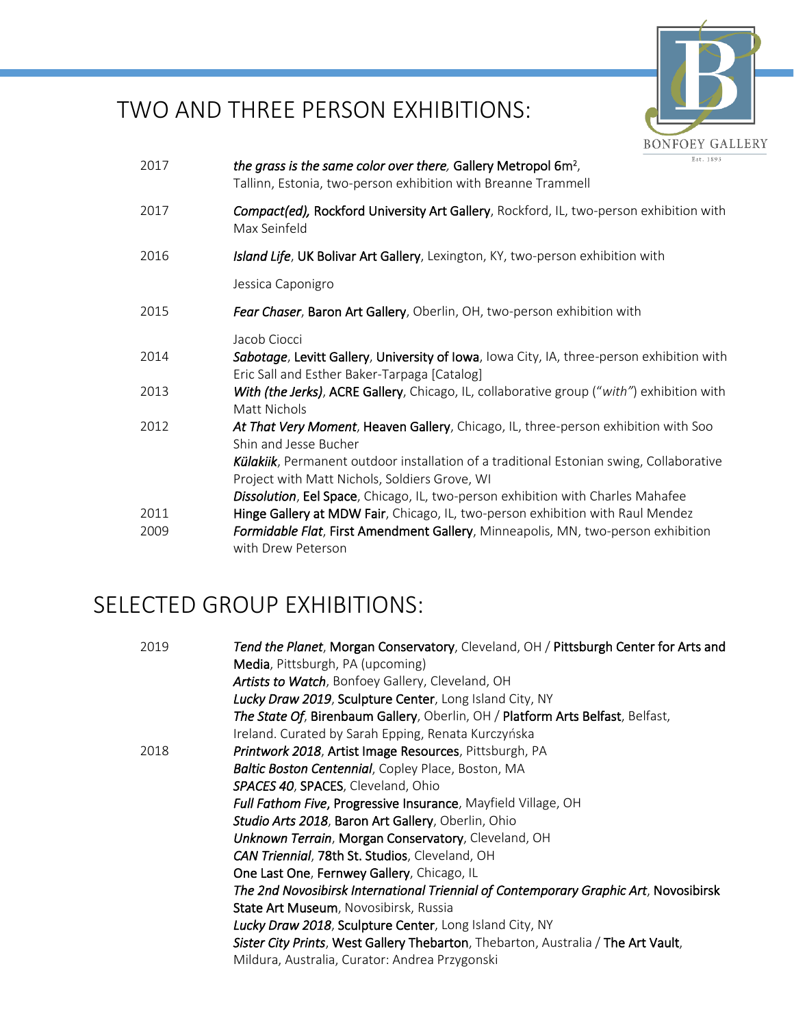## TWO AND THREE PERSON EXHIBITIONS:

2017 *the grass is the same color over there*, **Gallery Metropol 6m²**, Tallinn, Estonia, two-person exhibition with Breanne Trammell

2017 ***Compact(ed),*** **Rockford University Art Gallery**, Rockford, IL, two-person exhibition with Max Seinfeld

2016 ***Island Life***, **UK Bolivar Art Gallery**, Lexington, KY, two-person exhibition with Jessica Caponigro

2015 ***Fear Chaser***, **Baron Art Gallery**, Oberlin, OH, two-person exhibition with Jacob Ciocci

2014 ***Sabotage***, **Levitt Gallery**, **University of Iowa**, Iowa City, IA, three-person exhibition with Eric Sall and Esther Baker-Tarpaga [Catalog]

2013 ***With (the Jerks)***, **ACRE Gallery**, Chicago, IL, collaborative group ("*with"*) exhibition with Matt Nichols

2012 ***At That Very Moment***, **Heaven Gallery**, Chicago, IL, three-person exhibition with Soo Shin and Jesse Bucher

***Külakiik***, Permanent outdoor installation of a traditional Estonian swing, Collaborative Project with Matt Nichols, Soldiers Grove, WI

***Dissolution***, **Eel Space**, Chicago, IL, two-person exhibition with Charles Mahafee

2011 **Hinge Gallery at MDW Fair**, Chicago, IL, two-person exhibition with Raul Mendez

2009 ***Formidable Flat***, **First Amendment Gallery**, Minneapolis, MN, two-person exhibition with Drew Peterson

## SELECTED GROUP EXHIBITIONS:

2019 ***Tend the Planet***, **Morgan Conservatory**, Cleveland, OH / **Pittsburgh Center for Arts and Media**, Pittsburgh, PA (upcoming)

***Artists to Watch***, Bonfoey Gallery, Cleveland, OH

***Lucky Draw 2019***, **Sculpture Center**, Long Island City, NY

***The State Of***, **Birenbaum Gallery**, Oberlin, OH / **Platform Arts Belfast**, Belfast, Ireland. Curated by Sarah Epping, Renata Kurczyńska

2018 ***Printwork 2018***, **Artist Image Resources**, Pittsburgh, PA

***Baltic Boston Centennial***, Copley Place, Boston, MA

***SPACES 40***, **SPACES**, Cleveland, Ohio

***Full Fathom Five***, **Progressive Insurance**, Mayfield Village, OH

***Studio Arts 2018***, **Baron Art Gallery**, Oberlin, Ohio

***Unknown Terrain***, **Morgan Conservatory**, Cleveland, OH

***CAN Triennial***, **78th St. Studios**, Cleveland, OH

**One Last One**, **Fernwey Gallery**, Chicago, IL

***The 2nd Novosibirsk International Triennial of Contemporary Graphic Art***, **Novosibirsk State Art Museum**, Novosibirsk, Russia

***Lucky Draw 2018***, **Sculpture Center**, Long Island City, NY

***Sister City Prints***, **West Gallery Thebarton**, Thebarton, Australia / **The Art Vault**, Mildura, Australia, Curator: Andrea Przygonski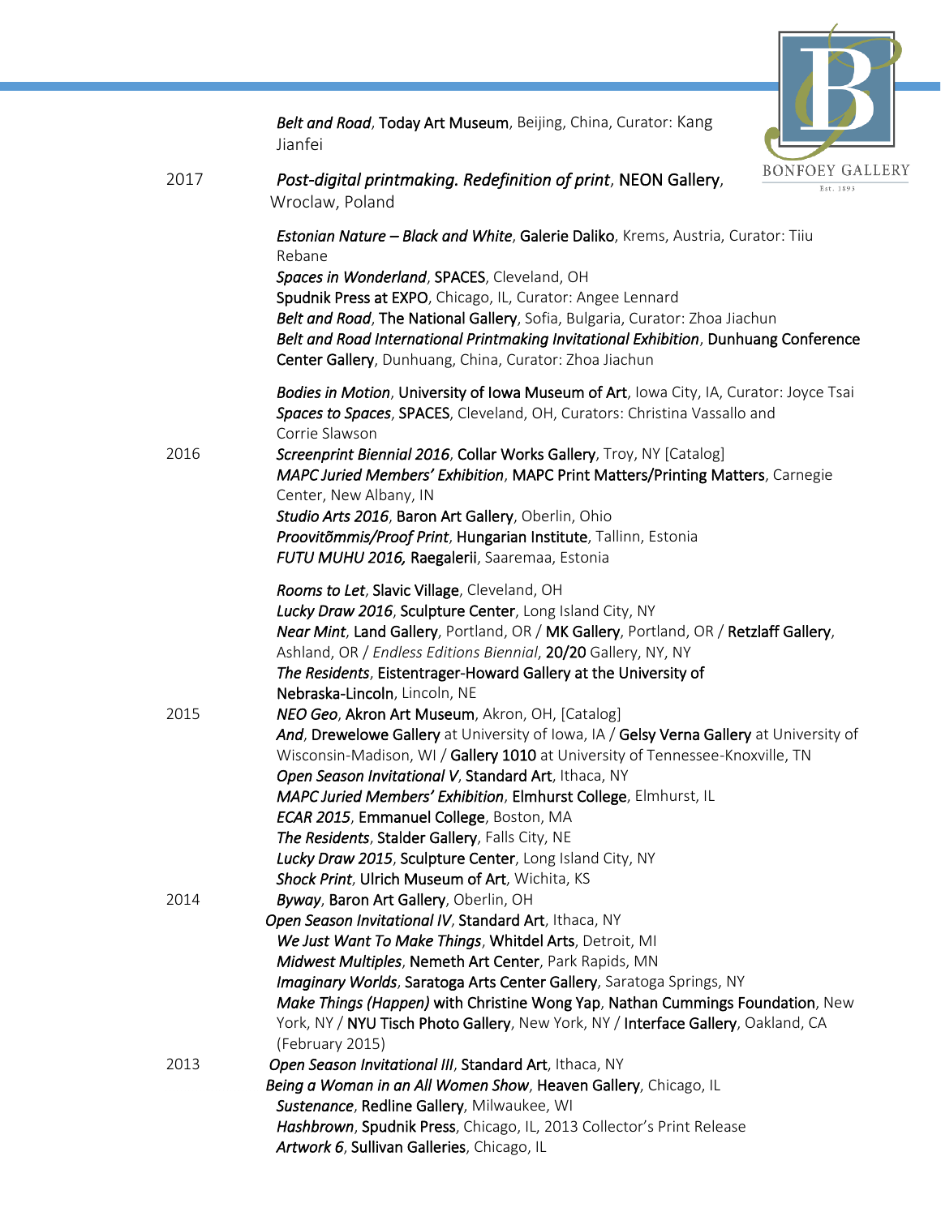*Belt and Road*, **Today Art Museum**, Beijing, China, Curator: Kang Jianfei

2017 *Post-digital printmaking. Redefinition of print*, **NEON Gallery**, Wroclaw, Poland

*Estonian Nature – Black and White*, **Galerie Daliko**, Krems, Austria, Curator: Tiiu Rebane
*Spaces in Wonderland*, **SPACES**, Cleveland, OH
**Spudnik Press at EXPO**, Chicago, IL, Curator: Angee Lennard
*Belt and Road*, **The National Gallery**, Sofia, Bulgaria, Curator: Zhoa Jiachun
*Belt and Road International Printmaking Invitational Exhibition*, **Dunhuang Conference Center Gallery**, Dunhuang, China, Curator: Zhoa Jiachun

*Bodies in Motion*, **University of Iowa Museum of Art**, Iowa City, IA, Curator: Joyce Tsai
*Spaces to Spaces*, **SPACES**, Cleveland, OH, Curators: Christina Vassallo and Corrie Slawson

2016 *Screenprint Biennial 2016*, **Collar Works Gallery**, Troy, NY [Catalog]
*MAPC Juried Members' Exhibition*, **MAPC Print Matters/Printing Matters**, Carnegie Center, New Albany, IN
*Studio Arts 2016*, **Baron Art Gallery**, Oberlin, Ohio
*Proovitõmmis/Proof Print*, **Hungarian Institute**, Tallinn, Estonia
*FUTU MUHU 2016,* **Raegalerii**, Saaremaa, Estonia

*Rooms to Let*, **Slavic Village**, Cleveland, OH
*Lucky Draw 2016*, **Sculpture Center**, Long Island City, NY
*Near Mint*, **Land Gallery**, Portland, OR / **MK Gallery**, Portland, OR / **Retzlaff Gallery**, Ashland, OR / *Endless Editions Biennial*, **20/20** Gallery, NY, NY
*The Residents*, **Eistentrager-Howard Gallery at the University of Nebraska-Lincoln**, Lincoln, NE

2015 *NEO Geo*, **Akron Art Museum**, Akron, OH, [Catalog]
*And*, **Drewelowe Gallery** at University of Iowa, IA / **Gelsy Verna Gallery** at University of Wisconsin-Madison, WI / **Gallery 1010** at University of Tennessee-Knoxville, TN
*Open Season Invitational V*, **Standard Art**, Ithaca, NY
*MAPC Juried Members' Exhibition*, **Elmhurst College**, Elmhurst, IL
*ECAR 2015*, **Emmanuel College**, Boston, MA
*The Residents*, **Stalder Gallery**, Falls City, NE
*Lucky Draw 2015*, **Sculpture Center**, Long Island City, NY
*Shock Print*, **Ulrich Museum of Art**, Wichita, KS

2014 *Byway*, **Baron Art Gallery**, Oberlin, OH
*Open Season Invitational IV*, **Standard Art**, Ithaca, NY
*We Just Want To Make Things*, **Whitdel Arts**, Detroit, MI
*Midwest Multiples*, **Nemeth Art Center**, Park Rapids, MN
*Imaginary Worlds*, **Saratoga Arts Center Gallery**, Saratoga Springs, NY
*Make Things (Happen)* **with Christine Wong Yap**, **Nathan Cummings Foundation**, New York, NY / **NYU Tisch Photo Gallery**, New York, NY / **Interface Gallery**, Oakland, CA (February 2015)

2013 *Open Season Invitational III*, **Standard Art**, Ithaca, NY
*Being a Woman in an All Women Show*, **Heaven Gallery**, Chicago, IL
*Sustenance*, **Redline Gallery**, Milwaukee, WI
*Hashbrown*, **Spudnik Press**, Chicago, IL, 2013 Collector's Print Release
*Artwork 6*, **Sullivan Galleries**, Chicago, IL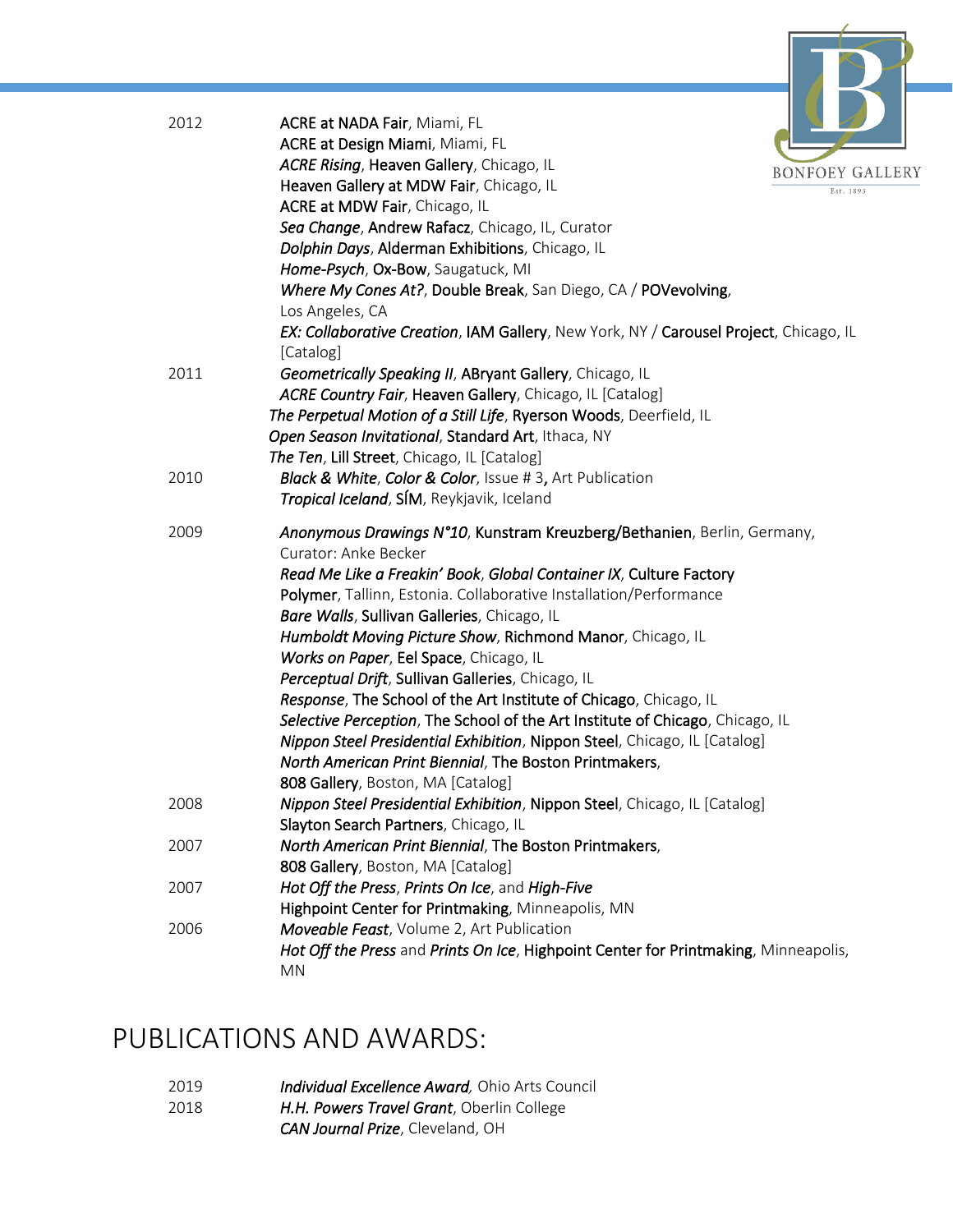| | |
|---|---|
| 2012 | **ACRE at NADA Fair**, Miami, FL |
| | **ACRE at Design Miami**, Miami, FL |
| | ***ACRE Rising***, **Heaven Gallery**, Chicago, IL |
| | **Heaven Gallery at MDW Fair**, Chicago, IL |
| | **ACRE at MDW Fair**, Chicago, IL |
| | ***Sea Change***, **Andrew Rafacz**, Chicago, IL, Curator |
| | ***Dolphin Days***, **Alderman Exhibitions**, Chicago, IL |
| | ***Home-Psych***, **Ox-Bow**, Saugatuck, MI |
| | ***Where My Cones At?***, **Double Break**, San Diego, CA / **POVevolving**, Los Angeles, CA |
| | ***EX: Collaborative Creation***, **IAM Gallery**, New York, NY / **Carousel Project**, Chicago, IL [Catalog] |
| 2011 | ***Geometrically Speaking II***, **ABryant Gallery**, Chicago, IL |
| | ***ACRE Country Fair***, **Heaven Gallery**, Chicago, IL [Catalog] |
| | ***The Perpetual Motion of a Still Life***, **Ryerson Woods**, Deerfield, IL |
| | ***Open Season Invitational***, **Standard Art**, Ithaca, NY |
| | ***The Ten***, **Lill Street**, Chicago, IL [Catalog] |
| 2010 | ***Black & White, Color & Color***, Issue # 3, Art Publication |
| | ***Tropical Iceland***, **SÍM**, Reykjavik, Iceland |
| 2009 | ***Anonymous Drawings N°10***, **Kunstram Kreuzberg/Bethanien**, Berlin, Germany, Curator: Anke Becker |
| | ***Read Me Like a Freakin' Book***, ***Global Container IX***, **Culture Factory Polymer**, Tallinn, Estonia. Collaborative Installation/Performance |
| | ***Bare Walls***, **Sullivan Galleries**, Chicago, IL |
| | ***Humboldt Moving Picture Show***, **Richmond Manor**, Chicago, IL |
| | ***Works on Paper***, **Eel Space**, Chicago, IL |
| | ***Perceptual Drift***, **Sullivan Galleries**, Chicago, IL |
| | ***Response***, **The School of the Art Institute of Chicago**, Chicago, IL |
| | ***Selective Perception***, **The School of the Art Institute of Chicago**, Chicago, IL |
| | ***Nippon Steel Presidential Exhibition***, **Nippon Steel**, Chicago, IL [Catalog] |
| | ***North American Print Biennial***, **The Boston Printmakers**, **808 Gallery**, Boston, MA [Catalog] |
| 2008 | ***Nippon Steel Presidential Exhibition***, **Nippon Steel**, Chicago, IL [Catalog] |
| | **Slayton Search Partners**, Chicago, IL |
| 2007 | ***North American Print Biennial***, **The Boston Printmakers**, **808 Gallery**, Boston, MA [Catalog] |
| 2007 | ***Hot Off the Press***, ***Prints On Ice***, and ***High-Five*** **Highpoint Center for Printmaking**, Minneapolis, MN |
| 2006 | ***Moveable Feast***, Volume 2, Art Publication |
| | ***Hot Off the Press*** and ***Prints On Ice***, **Highpoint Center for Printmaking**, Minneapolis, MN |

# PUBLICATIONS AND AWARDS:

| | |
|---|---|
| 2019 | ***Individual Excellence Award***, Ohio Arts Council |
| 2018 | ***H.H. Powers Travel Grant***, Oberlin College |
| | ***CAN Journal Prize***, Cleveland, OH |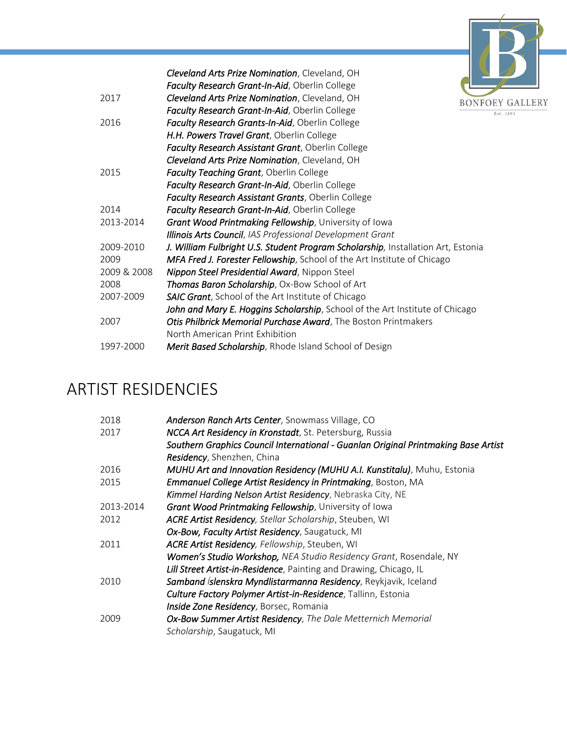| | |
|---|---|
| | ***Cleveland Arts Prize Nomination***, Cleveland, OH |
| | ***Faculty Research Grant-In-Aid***, Oberlin College |
| 2017 | ***Cleveland Arts Prize Nomination***, Cleveland, OH |
| | ***Faculty Research Grant-In-Aid***, Oberlin College |
| 2016 | ***Faculty Research Grants-In-Aid***, Oberlin College |
| | ***H.H. Powers Travel Grant***, Oberlin College |
| | ***Faculty Research Assistant Grant***, Oberlin College |
| | ***Cleveland Arts Prize Nomination***, Cleveland, OH |
| 2015 | ***Faculty Teaching Grant***, Oberlin College |
| | ***Faculty Research Grant-In-Aid***, Oberlin College |
| | ***Faculty Research Assistant Grants***, Oberlin College |
| 2014 | ***Faculty Research Grant-In-Aid***, Oberlin College |
| 2013-2014 | ***Grant Wood Printmaking Fellowship***, University of Iowa |
| | ***Illinois Arts Council***, *IAS Professional Development Grant* |
| 2009-2010 | ***J. William Fulbright U.S. Student Program Scholarship***, Installation Art, Estonia |
| 2009 | ***MFA Fred J. Forester Fellowship***, School of the Art Institute of Chicago |
| 2009 & 2008 | ***Nippon Steel Presidential Award***, Nippon Steel |
| 2008 | ***Thomas Baron Scholarship***, Ox-Bow School of Art |
| 2007-2009 | ***SAIC Grant***, School of the Art Institute of Chicago |
| | ***John and Mary E. Hoggins Scholarship***, School of the Art Institute of Chicago |
| 2007 | ***Otis Philbrick Memorial Purchase Award***, The Boston Printmakers North American Print Exhibition |
| 1997-2000 | ***Merit Based Scholarship***, Rhode Island School of Design |

# ARTIST RESIDENCIES

| | |
|---|---|
| 2018 | ***Anderson Ranch Arts Center***, Snowmass Village, CO |
| 2017 | ***NCCA Art Residency in Kronstadt***, St. Petersburg, Russia |
| | ***Southern Graphics Council International - Guanlan Original Printmaking Base Artist Residency***, Shenzhen, China |
| 2016 | ***MUHU Art and Innovation Residency (MUHU A.I. Kunstitalu)***, Muhu, Estonia |
| 2015 | ***Emmanuel College Artist Residency in Printmaking***, Boston, MA |
| | *Kimmel Harding Nelson Artist Residency*, Nebraska City, NE |
| 2013-2014 | ***Grant Wood Printmaking Fellowship***, University of Iowa |
| 2012 | ***ACRE Artist Residency***, *Stellar Scholarship*, Steuben, WI |
| | ***Ox-Bow, Faculty Artist Residency***, Saugatuck, MI |
| 2011 | ***ACRE Artist Residency***, *Fellowship*, Steuben, WI |
| | ***Women's Studio Workshop,*** *NEA Studio Residency Grant*, Rosendale, NY |
| | ***Lill Street Artist-in-Residence***, Painting and Drawing, Chicago, IL |
| 2010 | ***Samband Íslenskra Myndlistarmanna Residency***, Reykjavik, Iceland |
| | ***Culture Factory Polymer Artist-in-Residence***, Tallinn, Estonia |
| | ***Inside Zone Residency***, Borsec, Romania |
| 2009 | ***Ox-Bow Summer Artist Residency***, *The Dale Metternich Memorial Scholarship*, Saugatuck, MI |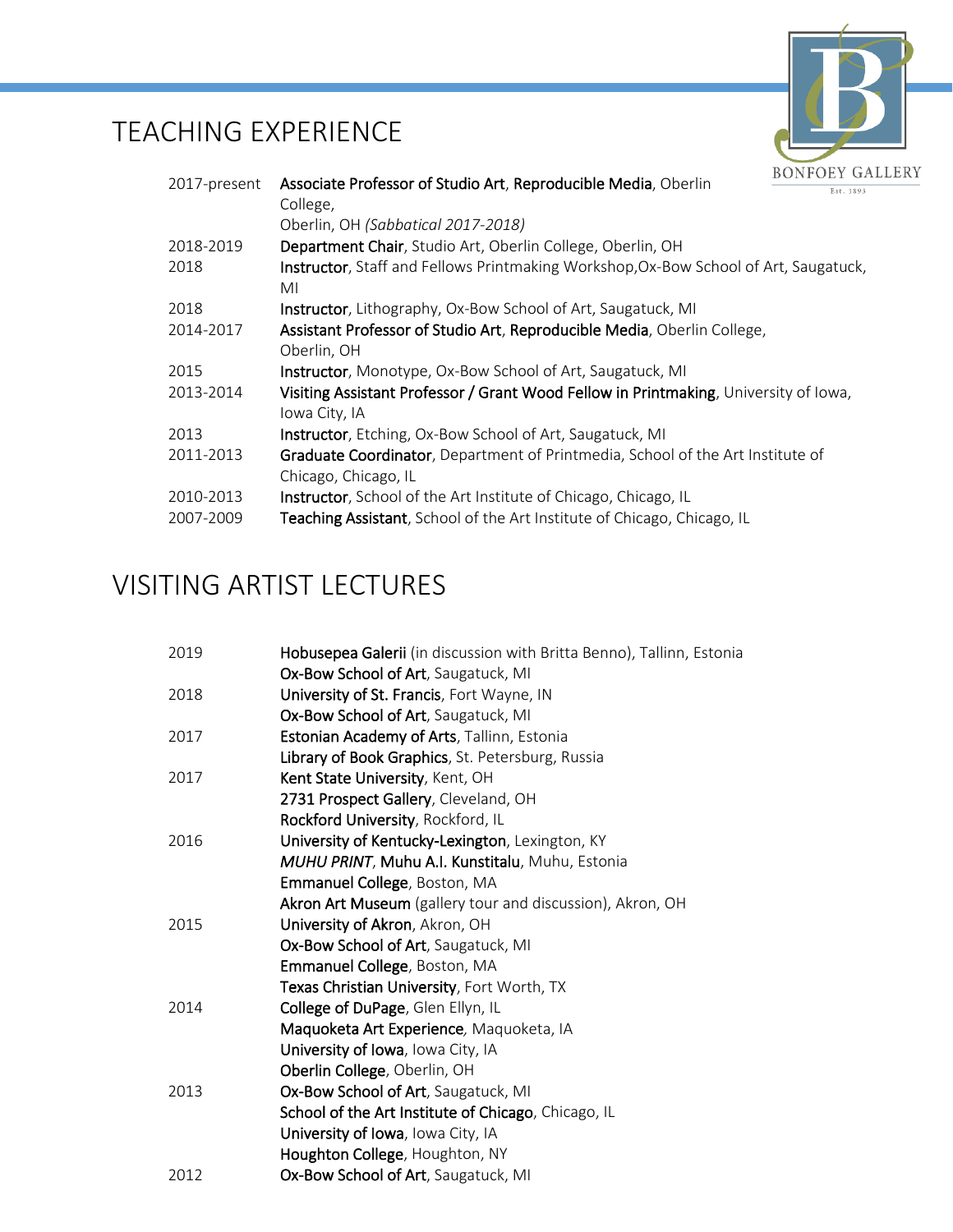# TEACHING EXPERIENCE

| | |
|---|---|
| 2017-present | **Associate Professor of Studio Art**, **Reproducible Media**, Oberlin College, Oberlin, OH *(Sabbatical 2017-2018)* |
| 2018-2019 | **Department Chair**, Studio Art, Oberlin College, Oberlin, OH |
| 2018 | **Instructor**, Staff and Fellows Printmaking Workshop,Ox-Bow School of Art, Saugatuck, MI |
| 2018 | **Instructor**, Lithography, Ox-Bow School of Art, Saugatuck, MI |
| 2014-2017 | **Assistant Professor of Studio Art**, **Reproducible Media**, Oberlin College, Oberlin, OH |
| 2015 | **Instructor**, Monotype, Ox-Bow School of Art, Saugatuck, MI |
| 2013-2014 | **Visiting Assistant Professor / Grant Wood Fellow in Printmaking**, University of Iowa, Iowa City, IA |
| 2013 | **Instructor**, Etching, Ox-Bow School of Art, Saugatuck, MI |
| 2011-2013 | **Graduate Coordinator**, Department of Printmedia, School of the Art Institute of Chicago, Chicago, IL |
| 2010-2013 | **Instructor**, School of the Art Institute of Chicago, Chicago, IL |
| 2007-2009 | **Teaching Assistant**, School of the Art Institute of Chicago, Chicago, IL |

# VISITING ARTIST LECTURES

| | |
|---|---|
| 2019 | **Hobusepea Galerii** (in discussion with Britta Benno), Tallinn, Estonia |
| | **Ox-Bow School of Art**, Saugatuck, MI |
| 2018 | **University of St. Francis**, Fort Wayne, IN |
| | **Ox-Bow School of Art**, Saugatuck, MI |
| 2017 | **Estonian Academy of Arts**, Tallinn, Estonia |
| | **Library of Book Graphics**, St. Petersburg, Russia |
| 2017 | **Kent State University**, Kent, OH |
| | **2731 Prospect Gallery**, Cleveland, OH |
| | **Rockford University**, Rockford, IL |
| 2016 | **University of Kentucky-Lexington**, Lexington, KY |
| | ***MUHU PRINT***, **Muhu A.I. Kunstitalu**, Muhu, Estonia |
| | **Emmanuel College**, Boston, MA |
| | **Akron Art Museum** (gallery tour and discussion), Akron, OH |
| 2015 | **University of Akron**, Akron, OH |
| | **Ox-Bow School of Art**, Saugatuck, MI |
| | **Emmanuel College**, Boston, MA |
| | **Texas Christian University**, Fort Worth, TX |
| 2014 | **College of DuPage**, Glen Ellyn, IL |
| | **Maquoketa Art Experience**, Maquoketa, IA |
| | **University of Iowa**, Iowa City, IA |
| | **Oberlin College**, Oberlin, OH |
| 2013 | **Ox-Bow School of Art**, Saugatuck, MI |
| | **School of the Art Institute of Chicago**, Chicago, IL |
| | **University of Iowa**, Iowa City, IA |
| | **Houghton College**, Houghton, NY |
| 2012 | **Ox-Bow School of Art**, Saugatuck, MI |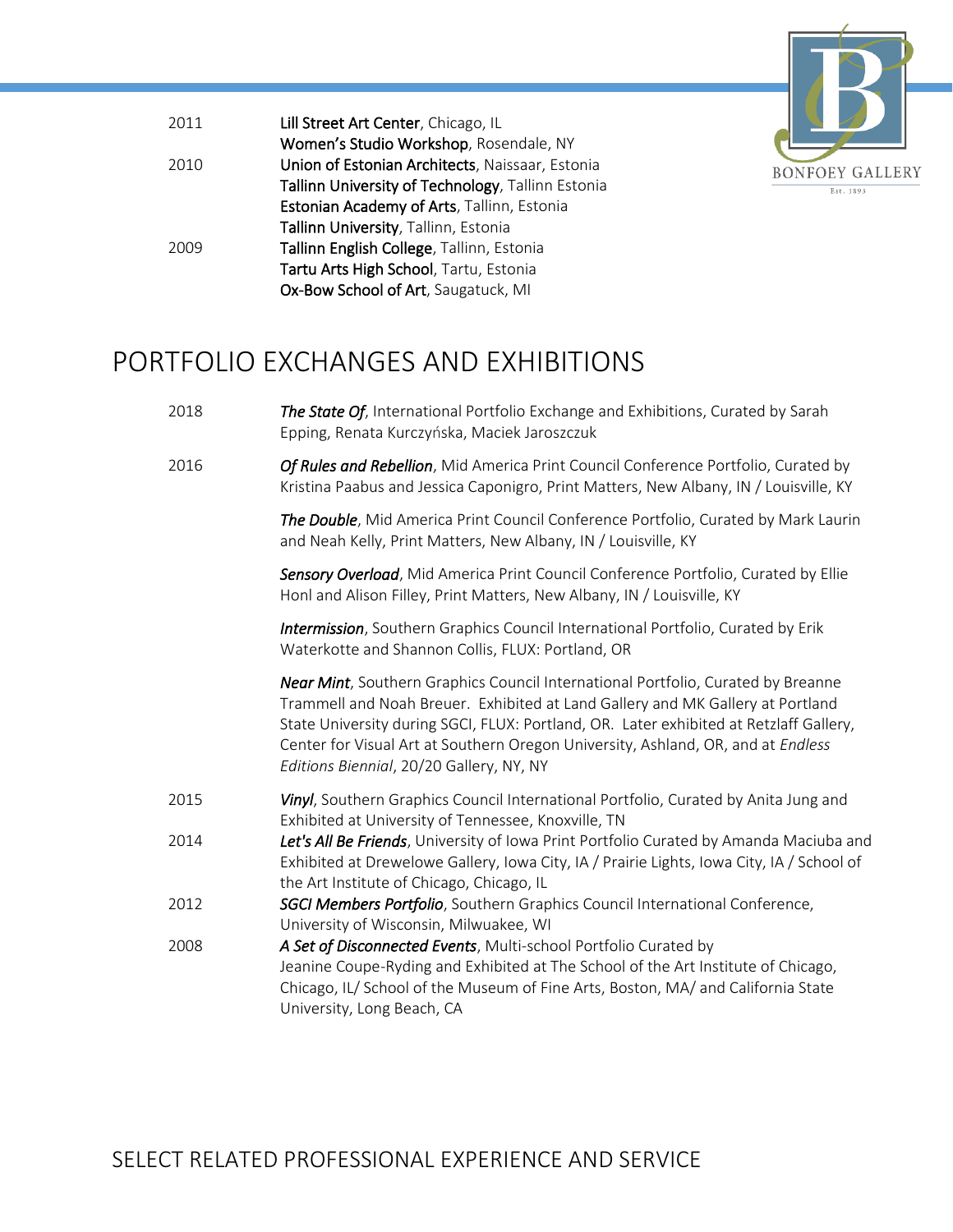| | |
|---|---|
| 2011 | **Lill Street Art Center**, Chicago, IL |
| | **Women's Studio Workshop**, Rosendale, NY |
| 2010 | **Union of Estonian Architects**, Naissaar, Estonia |
| | **Tallinn University of Technology**, Tallinn Estonia |
| | **Estonian Academy of Arts**, Tallinn, Estonia |
| | **Tallinn University**, Tallinn, Estonia |
| 2009 | **Tallinn English College**, Tallinn, Estonia |
| | **Tartu Arts High School**, Tartu, Estonia |
| | **Ox-Bow School of Art**, Saugatuck, MI |

# PORTFOLIO EXCHANGES AND EXHIBITIONS

| | |
|---|---|
| 2018 | ***The State Of***, International Portfolio Exchange and Exhibitions, Curated by Sarah Epping, Renata Kurczyńska, Maciek Jaroszczuk |
| 2016 | ***Of Rules and Rebellion***, Mid America Print Council Conference Portfolio, Curated by Kristina Paabus and Jessica Caponigro, Print Matters, New Albany, IN / Louisville, KY |
| | ***The Double***, Mid America Print Council Conference Portfolio, Curated by Mark Laurin and Neah Kelly, Print Matters, New Albany, IN / Louisville, KY |
| | ***Sensory Overload***, Mid America Print Council Conference Portfolio, Curated by Ellie Honl and Alison Filley, Print Matters, New Albany, IN / Louisville, KY |
| | ***Intermission***, Southern Graphics Council International Portfolio, Curated by Erik Waterkotte and Shannon Collis, FLUX: Portland, OR |
| | ***Near Mint***, Southern Graphics Council International Portfolio, Curated by Breanne Trammell and Noah Breuer. Exhibited at Land Gallery and MK Gallery at Portland State University during SGCI, FLUX: Portland, OR. Later exhibited at Retzlaff Gallery, Center for Visual Art at Southern Oregon University, Ashland, OR, and at *Endless Editions Biennial*, 20/20 Gallery, NY, NY |
| 2015 | ***Vinyl***, Southern Graphics Council International Portfolio, Curated by Anita Jung and Exhibited at University of Tennessee, Knoxville, TN |
| 2014 | ***Let's All Be Friends***, University of Iowa Print Portfolio Curated by Amanda Maciuba and Exhibited at Drewelowe Gallery, Iowa City, IA / Prairie Lights, Iowa City, IA / School of the Art Institute of Chicago, Chicago, IL |
| 2012 | ***SGCI Members Portfolio***, Southern Graphics Council International Conference, University of Wisconsin, Milwuakee, WI |
| 2008 | ***A Set of Disconnected Events***, Multi-school Portfolio Curated by Jeanine Coupe-Ryding and Exhibited at The School of the Art Institute of Chicago, Chicago, IL/ School of the Museum of Fine Arts, Boston, MA/ and California State University, Long Beach, CA |

# SELECT RELATED PROFESSIONAL EXPERIENCE AND SERVICE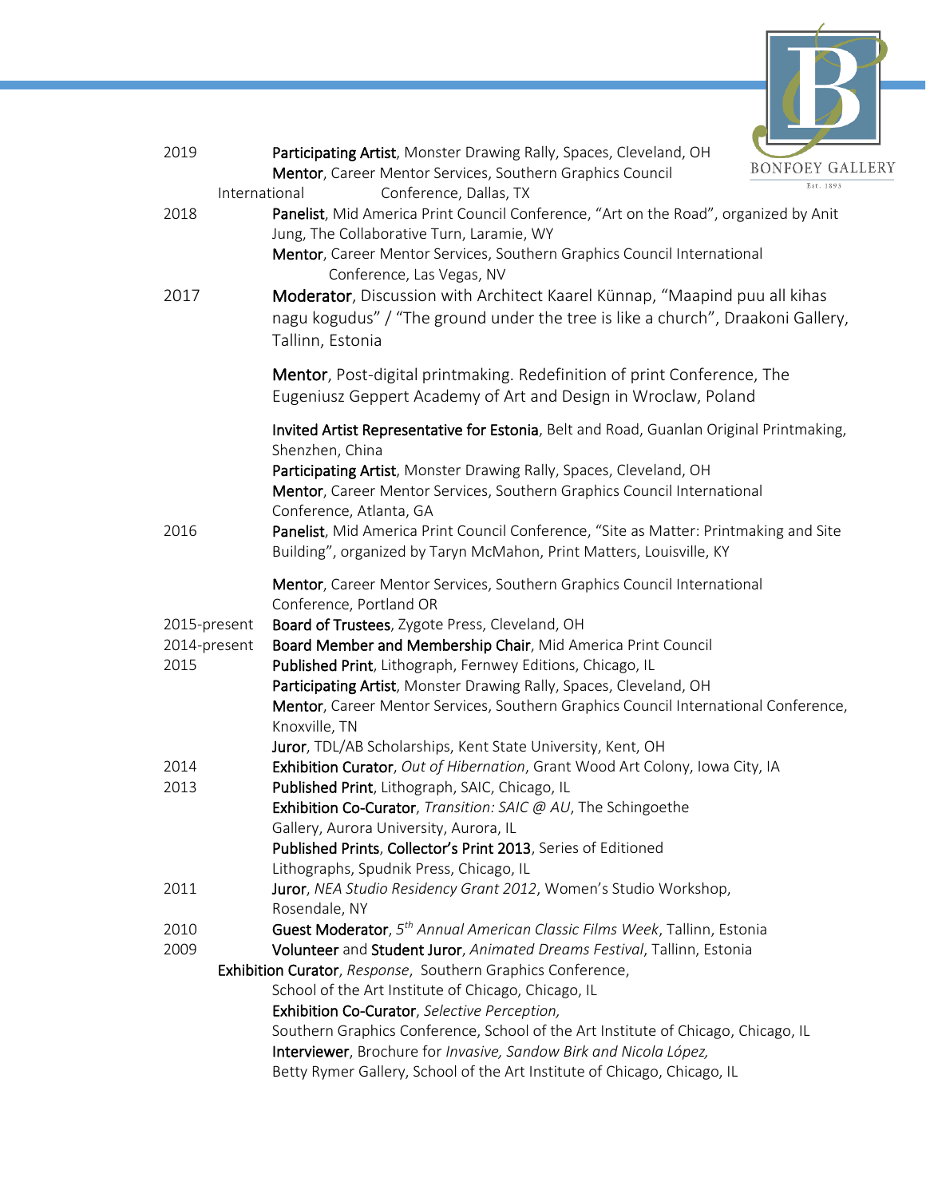2019 **Participating Artist**, Monster Drawing Rally, Spaces, Cleveland, OH
**Mentor**, Career Mentor Services, Southern Graphics Council International Conference, Dallas, TX

2018 **Panelist**, Mid America Print Council Conference, "Art on the Road", organized by Anit Jung, The Collaborative Turn, Laramie, WY
**Mentor**, Career Mentor Services, Southern Graphics Council International Conference, Las Vegas, NV

2017 **Moderator**, Discussion with Architect Kaarel Künnap, "Maapind puu all kihas nagu kogudus" / "The ground under the tree is like a church", Draakoni Gallery, Tallinn, Estonia

**Mentor**, Post-digital printmaking. Redefinition of print Conference, The Eugeniusz Geppert Academy of Art and Design in Wroclaw, Poland

**Invited Artist Representative for Estonia**, Belt and Road, Guanlan Original Printmaking, Shenzhen, China
**Participating Artist**, Monster Drawing Rally, Spaces, Cleveland, OH
**Mentor**, Career Mentor Services, Southern Graphics Council International Conference, Atlanta, GA

2016 **Panelist**, Mid America Print Council Conference, "Site as Matter: Printmaking and Site Building", organized by Taryn McMahon, Print Matters, Louisville, KY

**Mentor**, Career Mentor Services, Southern Graphics Council International Conference, Portland OR

2015-present **Board of Trustees**, Zygote Press, Cleveland, OH

2014-present **Board Member and Membership Chair**, Mid America Print Council

2015 **Published Print**, Lithograph, Fernwey Editions, Chicago, IL
**Participating Artist**, Monster Drawing Rally, Spaces, Cleveland, OH
**Mentor**, Career Mentor Services, Southern Graphics Council International Conference, Knoxville, TN
**Juror**, TDL/AB Scholarships, Kent State University, Kent, OH

2014 **Exhibition Curator**, *Out of Hibernation*, Grant Wood Art Colony, Iowa City, IA

2013 **Published Print**, Lithograph, SAIC, Chicago, IL
**Exhibition Co-Curator**, *Transition: SAIC @ AU*, The Schingoethe Gallery, Aurora University, Aurora, IL
**Published Prints**, **Collector's Print 2013**, Series of Editioned Lithographs, Spudnik Press, Chicago, IL

2011 **Juror**, *NEA Studio Residency Grant 2012*, Women's Studio Workshop, Rosendale, NY

2010 **Guest Moderator**, *5th Annual American Classic Films Week*, Tallinn, Estonia

2009 **Volunteer** and **Student Juror**, *Animated Dreams Festival*, Tallinn, Estonia
**Exhibition Curator**, *Response*, Southern Graphics Conference, School of the Art Institute of Chicago, Chicago, IL
**Exhibition Co-Curator**, *Selective Perception,* Southern Graphics Conference, School of the Art Institute of Chicago, Chicago, IL
**Interviewer**, Brochure for *Invasive, Sandow Birk and Nicola López,* Betty Rymer Gallery, School of the Art Institute of Chicago, Chicago, IL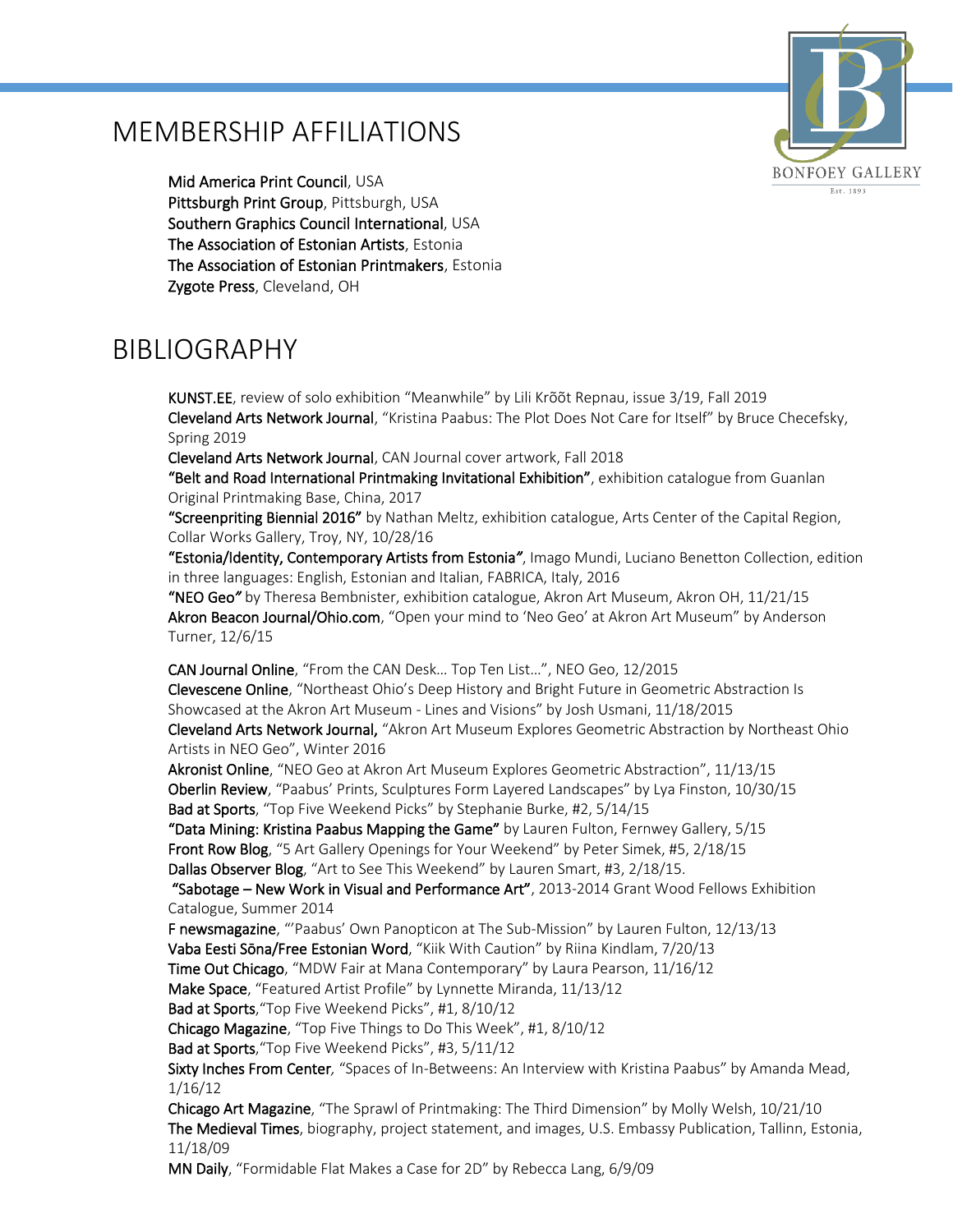# MEMBERSHIP AFFILIATIONS

**Mid America Print Council**, USA
**Pittsburgh Print Group**, Pittsburgh, USA
**Southern Graphics Council International**, USA
**The Association of Estonian Artists**, Estonia
**The Association of Estonian Printmakers**, Estonia
**Zygote Press**, Cleveland, OH

# BIBLIOGRAPHY

**KUNST.EE**, review of solo exhibition "Meanwhile" by Lili Krõõt Repnau, issue 3/19, Fall 2019
**Cleveland Arts Network Journal**, "Kristina Paabus: The Plot Does Not Care for Itself" by Bruce Checefsky, Spring 2019
**Cleveland Arts Network Journal**, CAN Journal cover artwork, Fall 2018
**"Belt and Road International Printmaking Invitational Exhibition"**, exhibition catalogue from Guanlan Original Printmaking Base, China, 2017
**"Screenpriting Biennial 2016"** by Nathan Meltz, exhibition catalogue, Arts Center of the Capital Region, Collar Works Gallery, Troy, NY, 10/28/16
**"Estonia/Identity, Contemporary Artists from Estonia"**, Imago Mundi, Luciano Benetton Collection, edition in three languages: English, Estonian and Italian, FABRICA, Italy, 2016
**"NEO Geo"** by Theresa Bembnister, exhibition catalogue, Akron Art Museum, Akron OH, 11/21/15
**Akron Beacon Journal/Ohio.com**, "Open your mind to 'Neo Geo' at Akron Art Museum" by Anderson Turner, 12/6/15

**CAN Journal Online**, "From the CAN Desk… Top Ten List…", NEO Geo, 12/2015
**Clevescene Online**, "Northeast Ohio's Deep History and Bright Future in Geometric Abstraction Is Showcased at the Akron Art Museum - Lines and Visions" by Josh Usmani, 11/18/2015
**Cleveland Arts Network Journal,** "Akron Art Museum Explores Geometric Abstraction by Northeast Ohio Artists in NEO Geo", Winter 2016
**Akronist Online**, "NEO Geo at Akron Art Museum Explores Geometric Abstraction", 11/13/15
**Oberlin Review**, "Paabus' Prints, Sculptures Form Layered Landscapes" by Lya Finston, 10/30/15
**Bad at Sports**, "Top Five Weekend Picks" by Stephanie Burke, #2, 5/14/15
**"Data Mining: Kristina Paabus Mapping the Game"** by Lauren Fulton, Fernwey Gallery, 5/15
**Front Row Blog**, "5 Art Gallery Openings for Your Weekend" by Peter Simek, #5, 2/18/15
**Dallas Observer Blog**, "Art to See This Weekend" by Lauren Smart, #3, 2/18/15.
**"Sabotage – New Work in Visual and Performance Art"**, 2013-2014 Grant Wood Fellows Exhibition Catalogue, Summer 2014
**F newsmagazine**, "'Paabus' Own Panopticon at The Sub-Mission" by Lauren Fulton, 12/13/13
**Vaba Eesti Sõna/Free Estonian Word**, "Kiik With Caution" by Riina Kindlam, 7/20/13
**Time Out Chicago**, "MDW Fair at Mana Contemporary" by Laura Pearson, 11/16/12
**Make Space**, "Featured Artist Profile" by Lynnette Miranda, 11/13/12
**Bad at Sports**,"Top Five Weekend Picks", #1, 8/10/12
**Chicago Magazine**, "Top Five Things to Do This Week", #1, 8/10/12
**Bad at Sports**,"Top Five Weekend Picks", #3, 5/11/12
**Sixty Inches From Center***,* "Spaces of In-Betweens: An Interview with Kristina Paabus" by Amanda Mead, 1/16/12
**Chicago Art Magazine**, "The Sprawl of Printmaking: The Third Dimension" by Molly Welsh, 10/21/10
**The Medieval Times**, biography, project statement, and images, U.S. Embassy Publication, Tallinn, Estonia, 11/18/09
**MN Daily**, "Formidable Flat Makes a Case for 2D" by Rebecca Lang, 6/9/09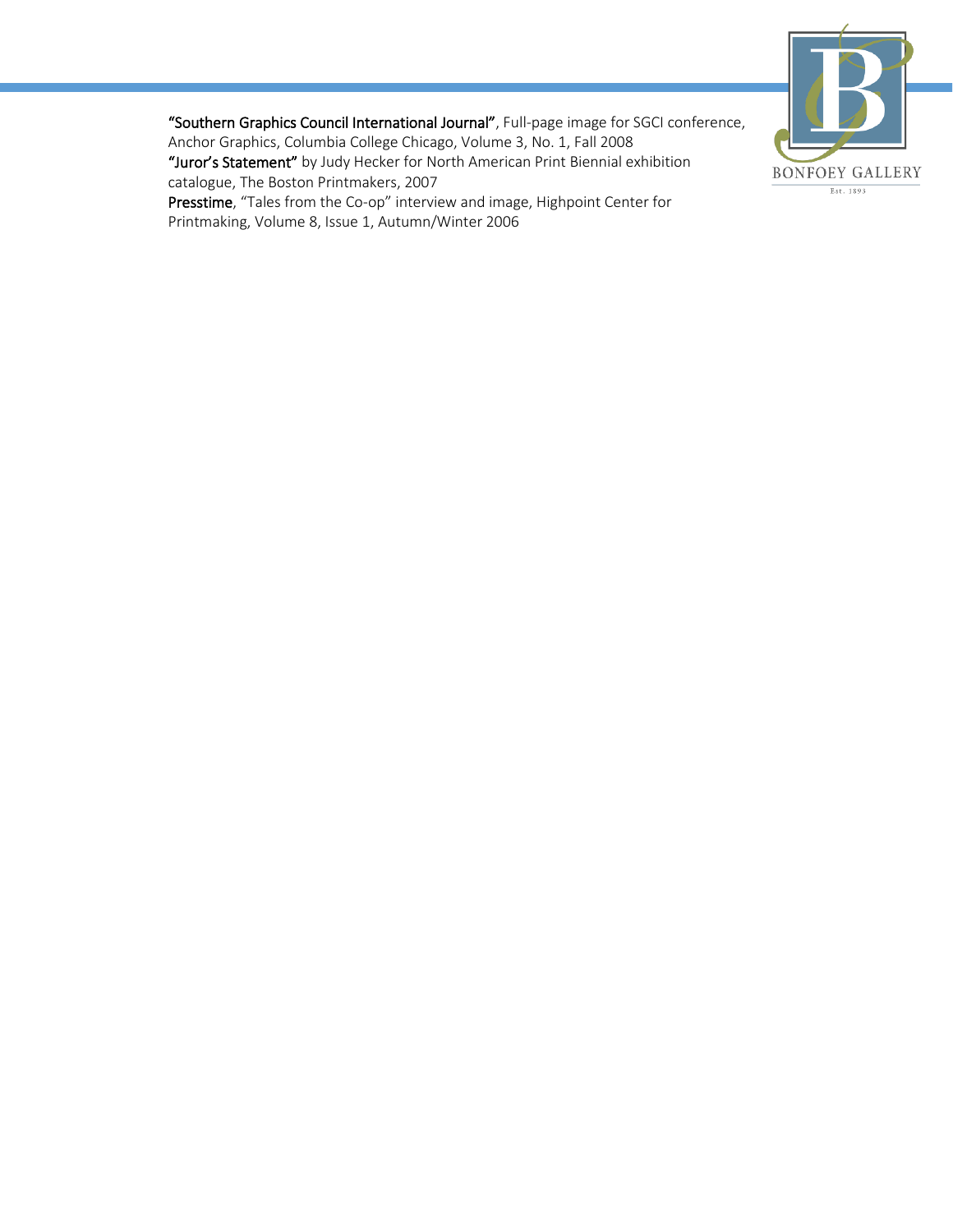**"Southern Graphics Council International Journal"**, Full-page image for SGCI conference, Anchor Graphics, Columbia College Chicago, Volume 3, No. 1, Fall 2008

**"Juror's Statement"** by Judy Hecker for North American Print Biennial exhibition catalogue, The Boston Printmakers, 2007

**Presstime**, "Tales from the Co-op" interview and image, Highpoint Center for Printmaking, Volume 8, Issue 1, Autumn/Winter 2006